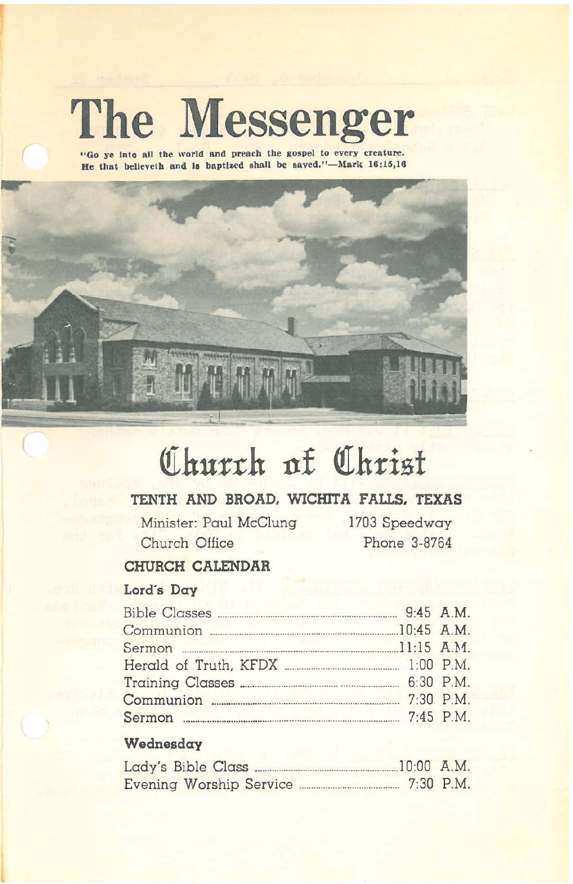# The Messenger

**"Go ye into all the world and preach the gospel to every creature. He that believeth and is baptized shall be saved."—Mark 16:15,16**

# Church of Christ

## TENTH AND BROAD, WICHITA FALLS, TEXAS

Minister: Paul McClung — 1703 Speedway

Church Office — Phone 3-8764

### CHURCH CALENDAR

**Lord's Day**

| | |
|---|---|
| Bible Classes | 9:45 A.M. |
| Communion | 10:45 A.M. |
| Sermon | 11:15 A.M. |
| Herald of Truth, KFDX | 1:00 P.M. |
| Training Classes | 6:30 P.M. |
| Communion | 7:30 P.M. |
| Sermon | 7:45 P.M. |

**Wednesday**

| | |
|---|---|
| Lady's Bible Class | 10:00 A.M. |
| Evening Worship Service | 7:30 P.M. |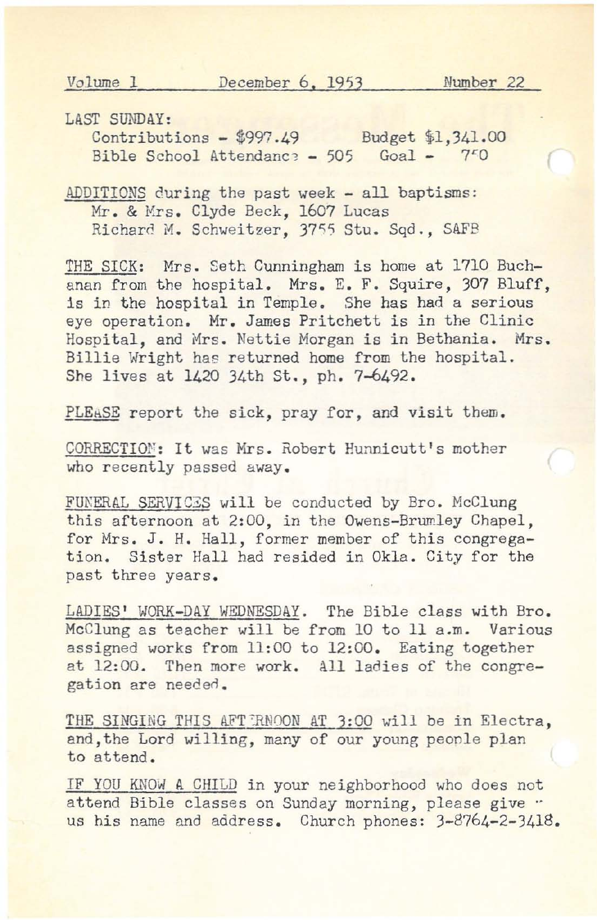Volume 1 December 6, 1953 Number 22

LAST SUNDAY:
Contributions - $997.49 Budget $1,341.00
Bible School Attendance - 505 Goal - 750

ADDITIONS during the past week - all baptisms:
Mr. & Mrs. Clyde Beck, 1607 Lucas
Richard M. Schweitzer, 3755 Stu. Sqd., SAFB

THE SICK: Mrs. Seth Cunningham is home at 1710 Buchanan from the hospital. Mrs. E. F. Squire, 307 Bluff, is in the hospital in Temple. She has had a serious eye operation. Mr. James Pritchett is in the Clinic Hospital, and Mrs. Nettie Morgan is in Bethania. Mrs. Billie Wright has returned home from the hospital. She lives at 1420 34th St., ph. 7-6492.

PLEASE report the sick, pray for, and visit them.

CORRECTION: It was Mrs. Robert Hunnicutt's mother who recently passed away.

FUNERAL SERVICES will be conducted by Bro. McClung this afternoon at 2:00, in the Owens-Brumley Chapel, for Mrs. J. H. Hall, former member of this congregation. Sister Hall had resided in Okla. City for the past three years.

LADIES' WORK-DAY WEDNESDAY. The Bible class with Bro. McClung as teacher will be from 10 to 11 a.m. Various assigned works from 11:00 to 12:00. Eating together at 12:00. Then more work. All ladies of the congregation are needed.

THE SINGING THIS AFTERNOON AT 3:00 will be in Electra, and, the Lord willing, many of our young people plan to attend.

IF YOU KNOW A CHILD in your neighborhood who does not attend Bible classes on Sunday morning, please give us his name and address. Church phones: 3-8764-2-3418.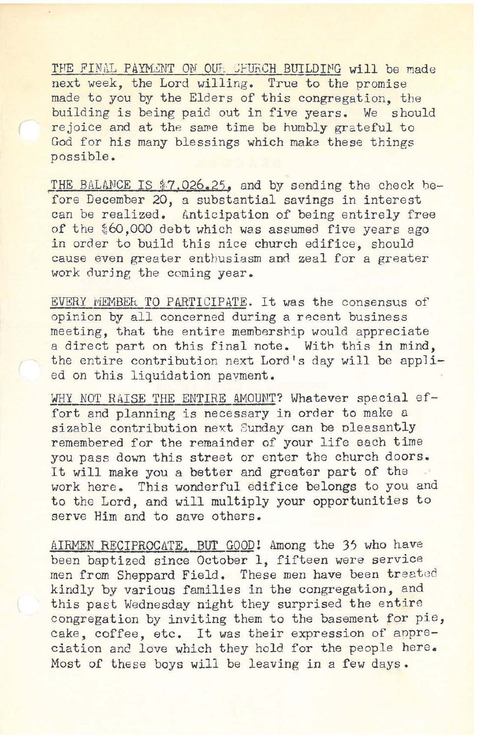THE FINAL PAYMENT ON OUR CHURCH BUILDING will be made next week, the Lord willing. True to the promise made to you by the Elders of this congregation, the building is being paid out in five years. We should rejoice and at the same time be humbly grateful to God for his many blessings which make these things possible.

THE BALANCE IS $7,026.25, and by sending the check before December 20, a substantial savings in interest can be realized. Anticipation of being entirely free of the $60,000 debt which was assumed five years ago in order to build this nice church edifice, should cause even greater enthusiasm and zeal for a greater work during the coming year.

EVERY MEMBER TO PARTICIPATE. It was the consensus of opinion by all concerned during a recent business meeting, that the entire membership would appreciate a direct part on this final note. With this in mind, the entire contribution next Lord's day will be applied on this liquidation payment.

WHY NOT RAISE THE ENTIRE AMOUNT? Whatever special effort and planning is necessary in order to make a sizable contribution next Sunday can be pleasantly remembered for the remainder of your life each time you pass down this street or enter the church doors. It will make you a better and greater part of the work here. This wonderful edifice belongs to you and to the Lord, and will multiply your opportunities to serve Him and to save others.

AIRMEN RECIPROCATE, BUT GOOD! Among the 35 who have been baptized since October 1, fifteen were service men from Sheppard Field. These men have been treated kindly by various families in the congregation, and this past Wednesday night they surprised the entire congregation by inviting them to the basement for pie, cake, coffee, etc. It was their expression of appreciation and love which they hold for the people here. Most of these boys will be leaving in a few days.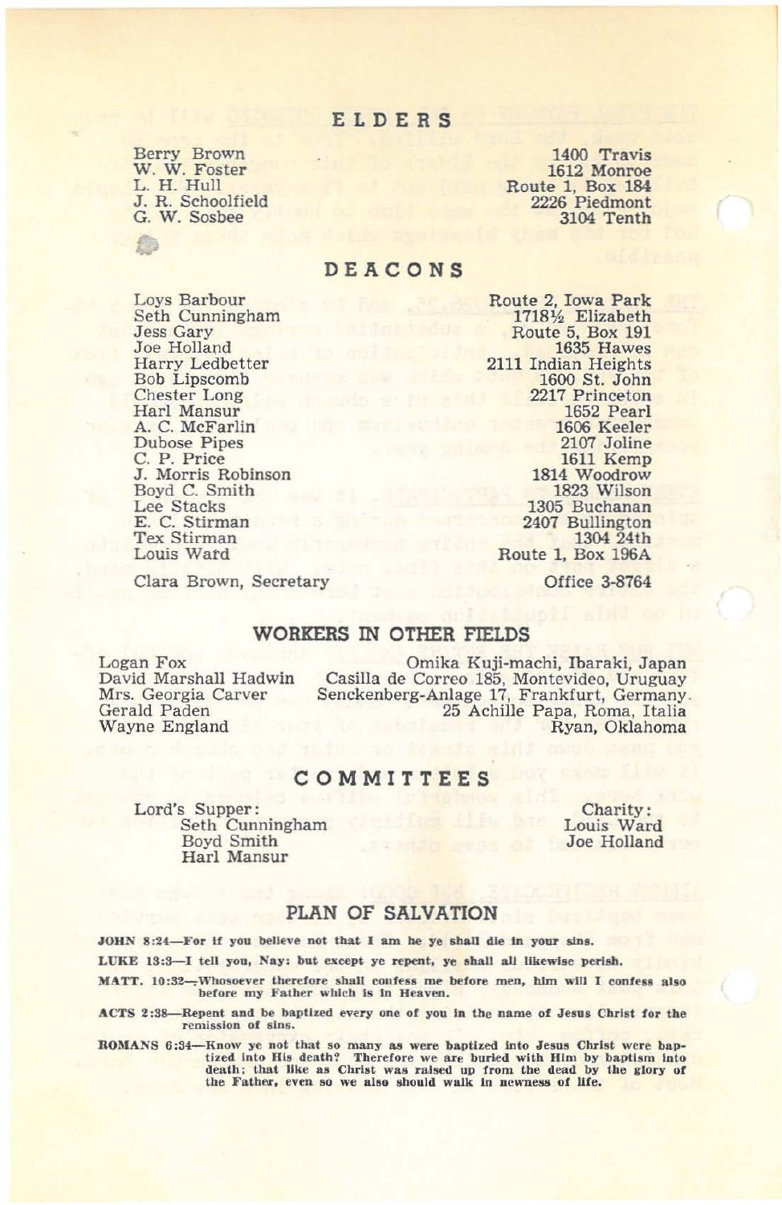## ELDERS

| | |
|---|---|
| Berry Brown | 1400 Travis |
| W. W. Foster | 1612 Monroe |
| L. H. Hull | Route 1, Box 184 |
| J. R. Schoolfield | 2226 Piedmont |
| G. W. Sosbee | 3104 Tenth |

## DEACONS

| | |
|---|---|
| Loys Barbour | Route 2, Iowa Park |
| Seth Cunningham | 1718½ Elizabeth |
| Jess Gary | Route 5, Box 191 |
| Joe Holland | 1635 Hawes |
| Harry Ledbetter | 2111 Indian Heights |
| Bob Lipscomb | 1600 St. John |
| Chester Long | 2217 Princeton |
| Harl Mansur | 1652 Pearl |
| A. C. McFarlin | 1606 Keeler |
| Dubose Pipes | 2107 Joline |
| C. P. Price | 1611 Kemp |
| J. Morris Robinson | 1814 Woodrow |
| Boyd C. Smith | 1823 Wilson |
| Lee Stacks | 1305 Buchanan |
| E. C. Stirman | 2407 Bullington |
| Tex Stirman | 1304 24th |
| Louis Ward | Route 1, Box 196A |
| Clara Brown, Secretary | Office 3-8764 |

## WORKERS IN OTHER FIELDS

| | |
|---|---|
| Logan Fox | Omika Kuji-machi, Ibaraki, Japan |
| David Marshall Hadwin | Casilla de Correo 185, Montevideo, Uruguay |
| Mrs. Georgia Carver | Senckenberg-Anlage 17, Frankfurt, Germany. |
| Gerald Paden | 25 Achille Papa, Roma, Italia |
| Wayne England | Ryan, Oklahoma |

## COMMITTEES

Lord's Supper:
- Seth Cunningham
- Boyd Smith
- Harl Mansur

Charity:
- Louis Ward
- Joe Holland

## PLAN OF SALVATION

**JOHN 8:24—For if you believe not that I am he ye shall die in your sins.**

**LUKE 13:3—I tell you, Nay: but except ye repent, ye shall all likewise perish.**

**MATT. 10:32—Whosoever therefore shall confess me before men, him will I confess also before my Father which is in Heaven.**

**ACTS 2:38—Repent and be baptized every one of you in the name of Jesus Christ for the remission of sins.**

**ROMANS 6:34—Know ye not that so many as were baptized into Jesus Christ were baptized into His death? Therefore we are buried with Him by baptism into death; that like as Christ was raised up from the dead by the glory of the Father, even so we also should walk in newness of life.**